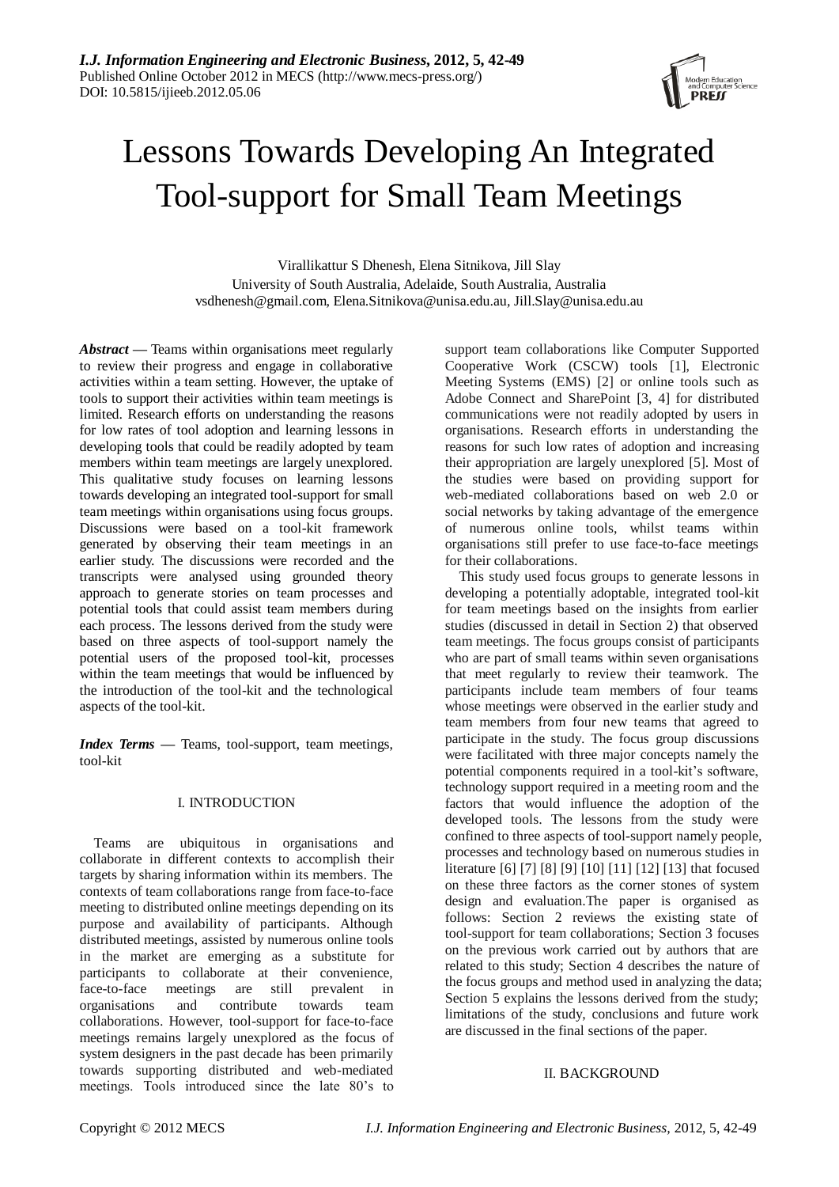# Lessons Towards Developing An Integrated Tool-support for Small Team Meetings

Virallikattur S Dhenesh, Elena Sitnikova, Jill Slay
University of South Australia, Adelaide, South Australia, Australia
vsdhenesh@gmail.com, Elena.Sitnikova@unisa.edu.au, Jill.Slay@unisa.edu.au

***Abstract*** — Teams within organisations meet regularly to review their progress and engage in collaborative activities within a team setting. However, the uptake of tools to support their activities within team meetings is limited. Research efforts on understanding the reasons for low rates of tool adoption and learning lessons in developing tools that could be readily adopted by team members within team meetings are largely unexplored. This qualitative study focuses on learning lessons towards developing an integrated tool-support for small team meetings within organisations using focus groups. Discussions were based on a tool-kit framework generated by observing their team meetings in an earlier study. The discussions were recorded and the transcripts were analysed using grounded theory approach to generate stories on team processes and potential tools that could assist team members during each process. The lessons derived from the study were based on three aspects of tool-support namely the potential users of the proposed tool-kit, processes within the team meetings that would be influenced by the introduction of the tool-kit and the technological aspects of the tool-kit.

***Index Terms*** — Teams, tool-support, team meetings, tool-kit

## I. INTRODUCTION

Teams are ubiquitous in organisations and collaborate in different contexts to accomplish their targets by sharing information within its members. The contexts of team collaborations range from face-to-face meeting to distributed online meetings depending on its purpose and availability of participants. Although distributed meetings, assisted by numerous online tools in the market are emerging as a substitute for participants to collaborate at their convenience, face-to-face meetings are still prevalent in organisations and contribute towards team collaborations. However, tool-support for face-to-face meetings remains largely unexplored as the focus of system designers in the past decade has been primarily towards supporting distributed and web-mediated meetings. Tools introduced since the late 80's to support team collaborations like Computer Supported Cooperative Work (CSCW) tools [1], Electronic Meeting Systems (EMS) [2] or online tools such as Adobe Connect and SharePoint [3, 4] for distributed communications were not readily adopted by users in organisations. Research efforts in understanding the reasons for such low rates of adoption and increasing their appropriation are largely unexplored [5]. Most of the studies were based on providing support for web-mediated collaborations based on web 2.0 or social networks by taking advantage of the emergence of numerous online tools, whilst teams within organisations still prefer to use face-to-face meetings for their collaborations.

This study used focus groups to generate lessons in developing a potentially adoptable, integrated tool-kit for team meetings based on the insights from earlier studies (discussed in detail in Section 2) that observed team meetings. The focus groups consist of participants who are part of small teams within seven organisations that meet regularly to review their teamwork. The participants include team members of four teams whose meetings were observed in the earlier study and team members from four new teams that agreed to participate in the study. The focus group discussions were facilitated with three major concepts namely the potential components required in a tool-kit's software, technology support required in a meeting room and the factors that would influence the adoption of the developed tools. The lessons from the study were confined to three aspects of tool-support namely people, processes and technology based on numerous studies in literature [6] [7] [8] [9] [10] [11] [12] [13] that focused on these three factors as the corner stones of system design and evaluation.The paper is organised as follows: Section 2 reviews the existing state of tool-support for team collaborations; Section 3 focuses on the previous work carried out by authors that are related to this study; Section 4 describes the nature of the focus groups and method used in analyzing the data; Section 5 explains the lessons derived from the study; limitations of the study, conclusions and future work are discussed in the final sections of the paper.

## II. BACKGROUND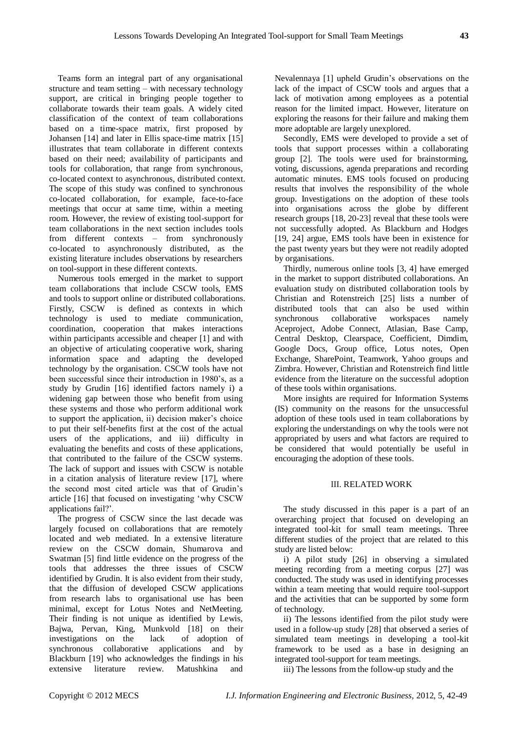Teams form an integral part of any organisational structure and team setting – with necessary technology support, are critical in bringing people together to collaborate towards their team goals. A widely cited classification of the context of team collaborations based on a time-space matrix, first proposed by Johansen [14] and later in Ellis space-time matrix [15] illustrates that team collaborate in different contexts based on their need; availability of participants and tools for collaboration, that range from synchronous, co-located context to asynchronous, distributed context. The scope of this study was confined to synchronous co-located collaboration, for example, face-to-face meetings that occur at same time, within a meeting room. However, the review of existing tool-support for team collaborations in the next section includes tools from different contexts – from synchronously co-located to asynchronously distributed, as the existing literature includes observations by researchers on tool-support in these different contexts.

Numerous tools emerged in the market to support team collaborations that include CSCW tools, EMS and tools to support online or distributed collaborations. Firstly, CSCW is defined as contexts in which technology is used to mediate communication, coordination, cooperation that makes interactions within participants accessible and cheaper [1] and with an objective of articulating cooperative work, sharing information space and adapting the developed technology by the organisation. CSCW tools have not been successful since their introduction in 1980's, as a study by Grudin [16] identified factors namely i) a widening gap between those who benefit from using these systems and those who perform additional work to support the application, ii) decision maker's choice to put their self-benefits first at the cost of the actual users of the applications, and iii) difficulty in evaluating the benefits and costs of these applications, that contributed to the failure of the CSCW systems. The lack of support and issues with CSCW is notable in a citation analysis of literature review [17], where the second most cited article was that of Grudin's article [16] that focused on investigating 'why CSCW applications fail?'.

The progress of CSCW since the last decade was largely focused on collaborations that are remotely located and web mediated. In a extensive literature review on the CSCW domain, Shumarova and Swatman [5] find little evidence on the progress of the tools that addresses the three issues of CSCW identified by Grudin. It is also evident from their study, that the diffusion of developed CSCW applications from research labs to organisational use has been minimal, except for Lotus Notes and NetMeeting. Their finding is not unique as identified by Lewis, Bajwa, Pervan, King, Munkvold [18] on their investigations on the lack of adoption of synchronous collaborative applications and by Blackburn [19] who acknowledges the findings in his extensive literature review. Matushkina and Nevalennaya [1] upheld Grudin's observations on the lack of the impact of CSCW tools and argues that a lack of motivation among employees as a potential reason for the limited impact. However, literature on exploring the reasons for their failure and making them more adoptable are largely unexplored.

Secondly, EMS were developed to provide a set of tools that support processes within a collaborating group [2]. The tools were used for brainstorming, voting, discussions, agenda preparations and recording automatic minutes. EMS tools focused on producing results that involves the responsibility of the whole group. Investigations on the adoption of these tools into organisations across the globe by different research groups [18, 20-23] reveal that these tools were not successfully adopted. As Blackburn and Hodges [19, 24] argue, EMS tools have been in existence for the past twenty years but they were not readily adopted by organisations.

Thirdly, numerous online tools [3, 4] have emerged in the market to support distributed collaborations. An evaluation study on distributed collaboration tools by Christian and Rotenstreich [25] lists a number of distributed tools that can also be used within synchronous collaborative workspaces namely Aceproject, Adobe Connect, Atlasian, Base Camp, Central Desktop, Clearspace, Coefficient, Dimdim, Google Docs, Group office, Lotus notes, Open Exchange, SharePoint, Teamwork, Yahoo groups and Zimbra. However, Christian and Rotenstreich find little evidence from the literature on the successful adoption of these tools within organisations.

More insights are required for Information Systems (IS) community on the reasons for the unsuccessful adoption of these tools used in team collaborations by exploring the understandings on why the tools were not appropriated by users and what factors are required to be considered that would potentially be useful in encouraging the adoption of these tools.

## III. RELATED WORK

The study discussed in this paper is a part of an overarching project that focused on developing an integrated tool-kit for small team meetings. Three different studies of the project that are related to this study are listed below:

i) A pilot study [26] in observing a simulated meeting recording from a meeting corpus [27] was conducted. The study was used in identifying processes within a team meeting that would require tool-support and the activities that can be supported by some form of technology.

ii) The lessons identified from the pilot study were used in a follow-up study [28] that observed a series of simulated team meetings in developing a tool-kit framework to be used as a base in designing an integrated tool-support for team meetings.

iii) The lessons from the follow-up study and the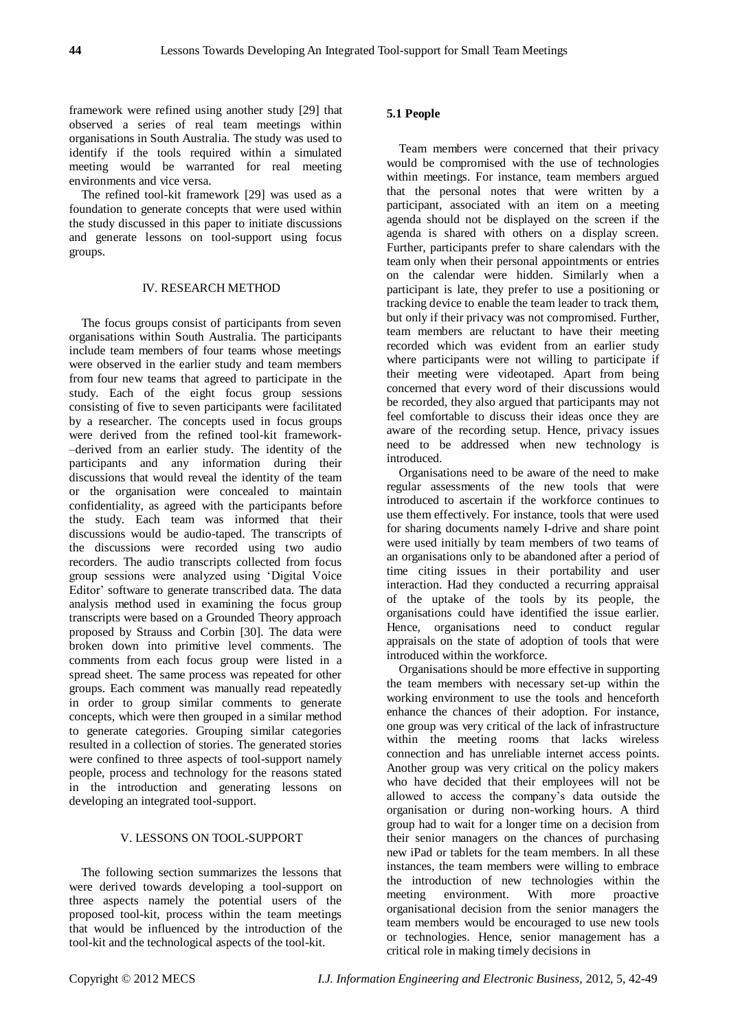framework were refined using another study [29] that observed a series of real team meetings within organisations in South Australia. The study was used to identify if the tools required within a simulated meeting would be warranted for real meeting environments and vice versa.

The refined tool-kit framework [29] was used as a foundation to generate concepts that were used within the study discussed in this paper to initiate discussions and generate lessons on tool-support using focus groups.

## IV. RESEARCH METHOD

The focus groups consist of participants from seven organisations within South Australia. The participants include team members of four teams whose meetings were observed in the earlier study and team members from four new teams that agreed to participate in the study. Each of the eight focus group sessions consisting of five to seven participants were facilitated by a researcher. The concepts used in focus groups were derived from the refined tool-kit framework––derived from an earlier study. The identity of the participants and any information during their discussions that would reveal the identity of the team or the organisation were concealed to maintain confidentiality, as agreed with the participants before the study. Each team was informed that their discussions would be audio-taped. The transcripts of the discussions were recorded using two audio recorders. The audio transcripts collected from focus group sessions were analyzed using 'Digital Voice Editor' software to generate transcribed data. The data analysis method used in examining the focus group transcripts were based on a Grounded Theory approach proposed by Strauss and Corbin [30]. The data were broken down into primitive level comments. The comments from each focus group were listed in a spread sheet. The same process was repeated for other groups. Each comment was manually read repeatedly in order to group similar comments to generate concepts, which were then grouped in a similar method to generate categories. Grouping similar categories resulted in a collection of stories. The generated stories were confined to three aspects of tool-support namely people, process and technology for the reasons stated in the introduction and generating lessons on developing an integrated tool-support.

## V. LESSONS ON TOOL-SUPPORT

The following section summarizes the lessons that were derived towards developing a tool-support on three aspects namely the potential users of the proposed tool-kit, process within the team meetings that would be influenced by the introduction of the tool-kit and the technological aspects of the tool-kit.

### 5.1 People

Team members were concerned that their privacy would be compromised with the use of technologies within meetings. For instance, team members argued that the personal notes that were written by a participant, associated with an item on a meeting agenda should not be displayed on the screen if the agenda is shared with others on a display screen. Further, participants prefer to share calendars with the team only when their personal appointments or entries on the calendar were hidden. Similarly when a participant is late, they prefer to use a positioning or tracking device to enable the team leader to track them, but only if their privacy was not compromised. Further, team members are reluctant to have their meeting recorded which was evident from an earlier study where participants were not willing to participate if their meeting were videotaped. Apart from being concerned that every word of their discussions would be recorded, they also argued that participants may not feel comfortable to discuss their ideas once they are aware of the recording setup. Hence, privacy issues need to be addressed when new technology is introduced.

Organisations need to be aware of the need to make regular assessments of the new tools that were introduced to ascertain if the workforce continues to use them effectively. For instance, tools that were used for sharing documents namely I-drive and share point were used initially by team members of two teams of an organisations only to be abandoned after a period of time citing issues in their portability and user interaction. Had they conducted a recurring appraisal of the uptake of the tools by its people, the organisations could have identified the issue earlier. Hence, organisations need to conduct regular appraisals on the state of adoption of tools that were introduced within the workforce.

Organisations should be more effective in supporting the team members with necessary set-up within the working environment to use the tools and henceforth enhance the chances of their adoption. For instance, one group was very critical of the lack of infrastructure within the meeting rooms that lacks wireless connection and has unreliable internet access points. Another group was very critical on the policy makers who have decided that their employees will not be allowed to access the company's data outside the organisation or during non-working hours. A third group had to wait for a longer time on a decision from their senior managers on the chances of purchasing new iPad or tablets for the team members. In all these instances, the team members were willing to embrace the introduction of new technologies within the meeting environment. With more proactive organisational decision from the senior managers the team members would be encouraged to use new tools or technologies. Hence, senior management has a critical role in making timely decisions in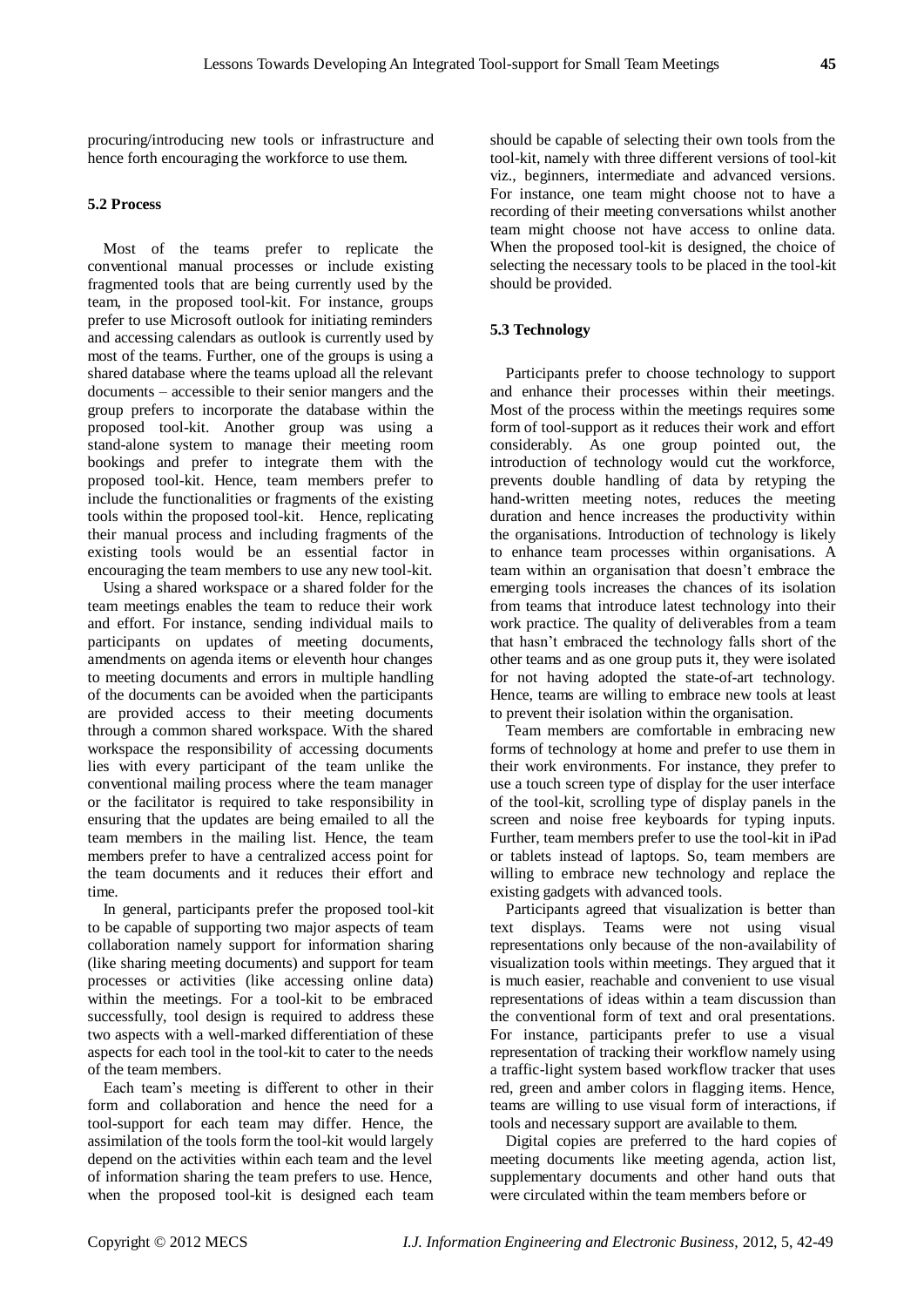procuring/introducing new tools or infrastructure and hence forth encouraging the workforce to use them.

### 5.2 Process

Most of the teams prefer to replicate the conventional manual processes or include existing fragmented tools that are being currently used by the team, in the proposed tool-kit. For instance, groups prefer to use Microsoft outlook for initiating reminders and accessing calendars as outlook is currently used by most of the teams. Further, one of the groups is using a shared database where the teams upload all the relevant documents – accessible to their senior mangers and the group prefers to incorporate the database within the proposed tool-kit. Another group was using a stand-alone system to manage their meeting room bookings and prefer to integrate them with the proposed tool-kit. Hence, team members prefer to include the functionalities or fragments of the existing tools within the proposed tool-kit. Hence, replicating their manual process and including fragments of the existing tools would be an essential factor in encouraging the team members to use any new tool-kit.

Using a shared workspace or a shared folder for the team meetings enables the team to reduce their work and effort. For instance, sending individual mails to participants on updates of meeting documents, amendments on agenda items or eleventh hour changes to meeting documents and errors in multiple handling of the documents can be avoided when the participants are provided access to their meeting documents through a common shared workspace. With the shared workspace the responsibility of accessing documents lies with every participant of the team unlike the conventional mailing process where the team manager or the facilitator is required to take responsibility in ensuring that the updates are being emailed to all the team members in the mailing list. Hence, the team members prefer to have a centralized access point for the team documents and it reduces their effort and time.

In general, participants prefer the proposed tool-kit to be capable of supporting two major aspects of team collaboration namely support for information sharing (like sharing meeting documents) and support for team processes or activities (like accessing online data) within the meetings. For a tool-kit to be embraced successfully, tool design is required to address these two aspects with a well-marked differentiation of these aspects for each tool in the tool-kit to cater to the needs of the team members.

Each team's meeting is different to other in their form and collaboration and hence the need for a tool-support for each team may differ. Hence, the assimilation of the tools form the tool-kit would largely depend on the activities within each team and the level of information sharing the team prefers to use. Hence, when the proposed tool-kit is designed each team should be capable of selecting their own tools from the tool-kit, namely with three different versions of tool-kit viz., beginners, intermediate and advanced versions. For instance, one team might choose not to have a recording of their meeting conversations whilst another team might choose not have access to online data. When the proposed tool-kit is designed, the choice of selecting the necessary tools to be placed in the tool-kit should be provided.

### 5.3 Technology

Participants prefer to choose technology to support and enhance their processes within their meetings. Most of the process within the meetings requires some form of tool-support as it reduces their work and effort considerably. As one group pointed out, the introduction of technology would cut the workforce, prevents double handling of data by retyping the hand-written meeting notes, reduces the meeting duration and hence increases the productivity within the organisations. Introduction of technology is likely to enhance team processes within organisations. A team within an organisation that doesn't embrace the emerging tools increases the chances of its isolation from teams that introduce latest technology into their work practice. The quality of deliverables from a team that hasn't embraced the technology falls short of the other teams and as one group puts it, they were isolated for not having adopted the state-of-art technology. Hence, teams are willing to embrace new tools at least to prevent their isolation within the organisation.

Team members are comfortable in embracing new forms of technology at home and prefer to use them in their work environments. For instance, they prefer to use a touch screen type of display for the user interface of the tool-kit, scrolling type of display panels in the screen and noise free keyboards for typing inputs. Further, team members prefer to use the tool-kit in iPad or tablets instead of laptops. So, team members are willing to embrace new technology and replace the existing gadgets with advanced tools.

Participants agreed that visualization is better than text displays. Teams were not using visual representations only because of the non-availability of visualization tools within meetings. They argued that it is much easier, reachable and convenient to use visual representations of ideas within a team discussion than the conventional form of text and oral presentations. For instance, participants prefer to use a visual representation of tracking their workflow namely using a traffic-light system based workflow tracker that uses red, green and amber colors in flagging items. Hence, teams are willing to use visual form of interactions, if tools and necessary support are available to them.

Digital copies are preferred to the hard copies of meeting documents like meeting agenda, action list, supplementary documents and other hand outs that were circulated within the team members before or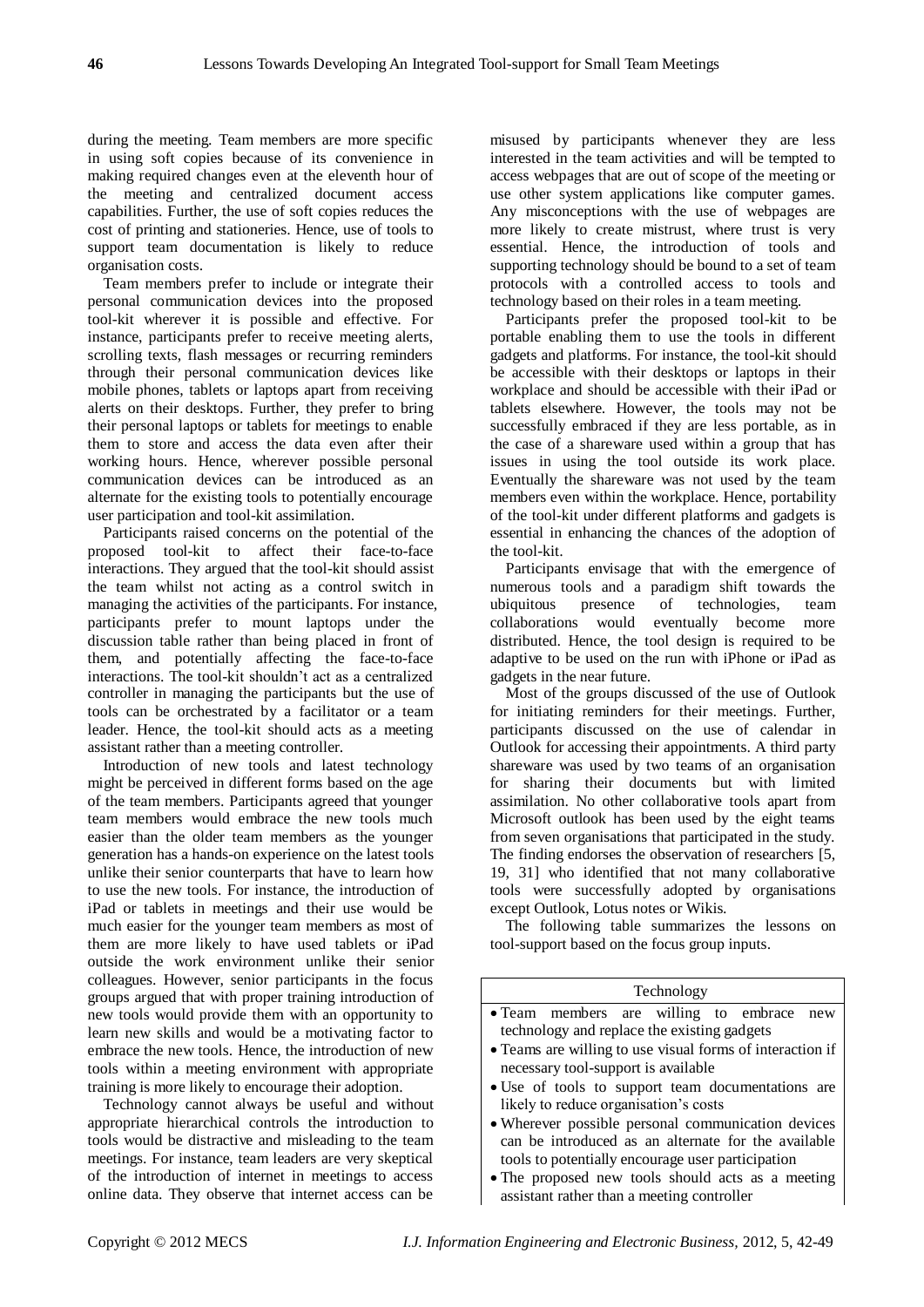during the meeting. Team members are more specific in using soft copies because of its convenience in making required changes even at the eleventh hour of the meeting and centralized document access capabilities. Further, the use of soft copies reduces the cost of printing and stationeries. Hence, use of tools to support team documentation is likely to reduce organisation costs.

Team members prefer to include or integrate their personal communication devices into the proposed tool-kit wherever it is possible and effective. For instance, participants prefer to receive meeting alerts, scrolling texts, flash messages or recurring reminders through their personal communication devices like mobile phones, tablets or laptops apart from receiving alerts on their desktops. Further, they prefer to bring their personal laptops or tablets for meetings to enable them to store and access the data even after their working hours. Hence, wherever possible personal communication devices can be introduced as an alternate for the existing tools to potentially encourage user participation and tool-kit assimilation.

Participants raised concerns on the potential of the proposed tool-kit to affect their face-to-face interactions. They argued that the tool-kit should assist the team whilst not acting as a control switch in managing the activities of the participants. For instance, participants prefer to mount laptops under the discussion table rather than being placed in front of them, and potentially affecting the face-to-face interactions. The tool-kit shouldn't act as a centralized controller in managing the participants but the use of tools can be orchestrated by a facilitator or a team leader. Hence, the tool-kit should acts as a meeting assistant rather than a meeting controller.

Introduction of new tools and latest technology might be perceived in different forms based on the age of the team members. Participants agreed that younger team members would embrace the new tools much easier than the older team members as the younger generation has a hands-on experience on the latest tools unlike their senior counterparts that have to learn how to use the new tools. For instance, the introduction of iPad or tablets in meetings and their use would be much easier for the younger team members as most of them are more likely to have used tablets or iPad outside the work environment unlike their senior colleagues. However, senior participants in the focus groups argued that with proper training introduction of new tools would provide them with an opportunity to learn new skills and would be a motivating factor to embrace the new tools. Hence, the introduction of new tools within a meeting environment with appropriate training is more likely to encourage their adoption.

Technology cannot always be useful and without appropriate hierarchical controls the introduction to tools would be distractive and misleading to the team meetings. For instance, team leaders are very skeptical of the introduction of internet in meetings to access online data. They observe that internet access can be misused by participants whenever they are less interested in the team activities and will be tempted to access webpages that are out of scope of the meeting or use other system applications like computer games. Any misconceptions with the use of webpages are more likely to create mistrust, where trust is very essential. Hence, the introduction of tools and supporting technology should be bound to a set of team protocols with a controlled access to tools and technology based on their roles in a team meeting.

Participants prefer the proposed tool-kit to be portable enabling them to use the tools in different gadgets and platforms. For instance, the tool-kit should be accessible with their desktops or laptops in their workplace and should be accessible with their iPad or tablets elsewhere. However, the tools may not be successfully embraced if they are less portable, as in the case of a shareware used within a group that has issues in using the tool outside its work place. Eventually the shareware was not used by the team members even within the workplace. Hence, portability of the tool-kit under different platforms and gadgets is essential in enhancing the chances of the adoption of the tool-kit.

Participants envisage that with the emergence of numerous tools and a paradigm shift towards the ubiquitous presence of technologies, team collaborations would eventually become more distributed. Hence, the tool design is required to be adaptive to be used on the run with iPhone or iPad as gadgets in the near future.

Most of the groups discussed of the use of Outlook for initiating reminders for their meetings. Further, participants discussed on the use of calendar in Outlook for accessing their appointments. A third party shareware was used by two teams of an organisation for sharing their documents but with limited assimilation. No other collaborative tools apart from Microsoft outlook has been used by the eight teams from seven organisations that participated in the study. The finding endorses the observation of researchers [5, 19, 31] who identified that not many collaborative tools were successfully adopted by organisations except Outlook, Lotus notes or Wikis.

The following table summarizes the lessons on tool-support based on the focus group inputs.

| Technology |
| --- |
| • Team members are willing to embrace new technology and replace the existing gadgets<br>• Teams are willing to use visual forms of interaction if necessary tool-support is available<br>• Use of tools to support team documentations are likely to reduce organisation's costs<br>• Wherever possible personal communication devices can be introduced as an alternate for the available tools to potentially encourage user participation<br>• The proposed new tools should acts as a meeting assistant rather than a meeting controller |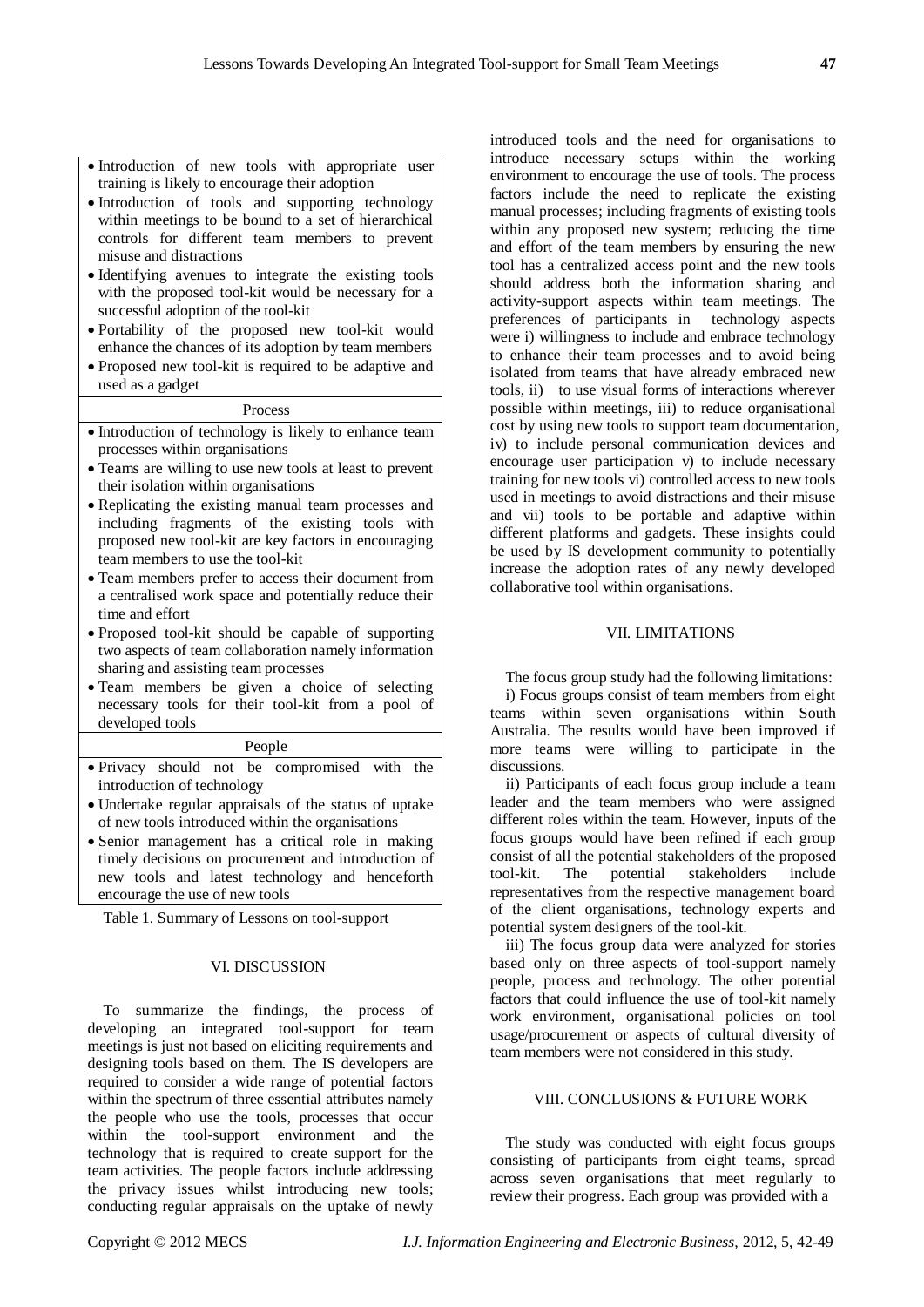| |
|---|
| • Introduction of new tools with appropriate user training is likely to encourage their adoption<br>• Introduction of tools and supporting technology within meetings to be bound to a set of hierarchical controls for different team members to prevent misuse and distractions<br>• Identifying avenues to integrate the existing tools with the proposed tool-kit would be necessary for a successful adoption of the tool-kit<br>• Portability of the proposed new tool-kit would enhance the chances of its adoption by team members<br>• Proposed new tool-kit is required to be adaptive and used as a gadget |
| Process |
| • Introduction of technology is likely to enhance team processes within organisations<br>• Teams are willing to use new tools at least to prevent their isolation within organisations<br>• Replicating the existing manual team processes and including fragments of the existing tools with proposed new tool-kit are key factors in encouraging team members to use the tool-kit<br>• Team members prefer to access their document from a centralised work space and potentially reduce their time and effort<br>• Proposed tool-kit should be capable of supporting two aspects of team collaboration namely information sharing and assisting team processes<br>• Team members be given a choice of selecting necessary tools for their tool-kit from a pool of developed tools |
| People |
| • Privacy should not be compromised with the introduction of technology<br>• Undertake regular appraisals of the status of uptake of new tools introduced within the organisations<br>• Senior management has a critical role in making timely decisions on procurement and introduction of new tools and latest technology and henceforth encourage the use of new tools |

Table 1. Summary of Lessons on tool-support

## VI. DISCUSSION

To summarize the findings, the process of developing an integrated tool-support for team meetings is just not based on eliciting requirements and designing tools based on them. The IS developers are required to consider a wide range of potential factors within the spectrum of three essential attributes namely the people who use the tools, processes that occur within the tool-support environment and the technology that is required to create support for the team activities. The people factors include addressing the privacy issues whilst introducing new tools; conducting regular appraisals on the uptake of newly introduced tools and the need for organisations to introduce necessary setups within the working environment to encourage the use of tools. The process factors include the need to replicate the existing manual processes; including fragments of existing tools within any proposed new system; reducing the time and effort of the team members by ensuring the new tool has a centralized access point and the new tools should address both the information sharing and activity-support aspects within team meetings. The preferences of participants in technology aspects were i) willingness to include and embrace technology to enhance their team processes and to avoid being isolated from teams that have already embraced new tools, ii) to use visual forms of interactions wherever possible within meetings, iii) to reduce organisational cost by using new tools to support team documentation, iv) to include personal communication devices and encourage user participation v) to include necessary training for new tools vi) controlled access to new tools used in meetings to avoid distractions and their misuse and vii) tools to be portable and adaptive within different platforms and gadgets. These insights could be used by IS development community to potentially increase the adoption rates of any newly developed collaborative tool within organisations.

## VII. LIMITATIONS

The focus group study had the following limitations:

i) Focus groups consist of team members from eight teams within seven organisations within South Australia. The results would have been improved if more teams were willing to participate in the discussions.

ii) Participants of each focus group include a team leader and the team members who were assigned different roles within the team. However, inputs of the focus groups would have been refined if each group consist of all the potential stakeholders of the proposed tool-kit. The potential stakeholders include representatives from the respective management board of the client organisations, technology experts and potential system designers of the tool-kit.

iii) The focus group data were analyzed for stories based only on three aspects of tool-support namely people, process and technology. The other potential factors that could influence the use of tool-kit namely work environment, organisational policies on tool usage/procurement or aspects of cultural diversity of team members were not considered in this study.

## VIII. CONCLUSIONS & FUTURE WORK

The study was conducted with eight focus groups consisting of participants from eight teams, spread across seven organisations that meet regularly to review their progress. Each group was provided with a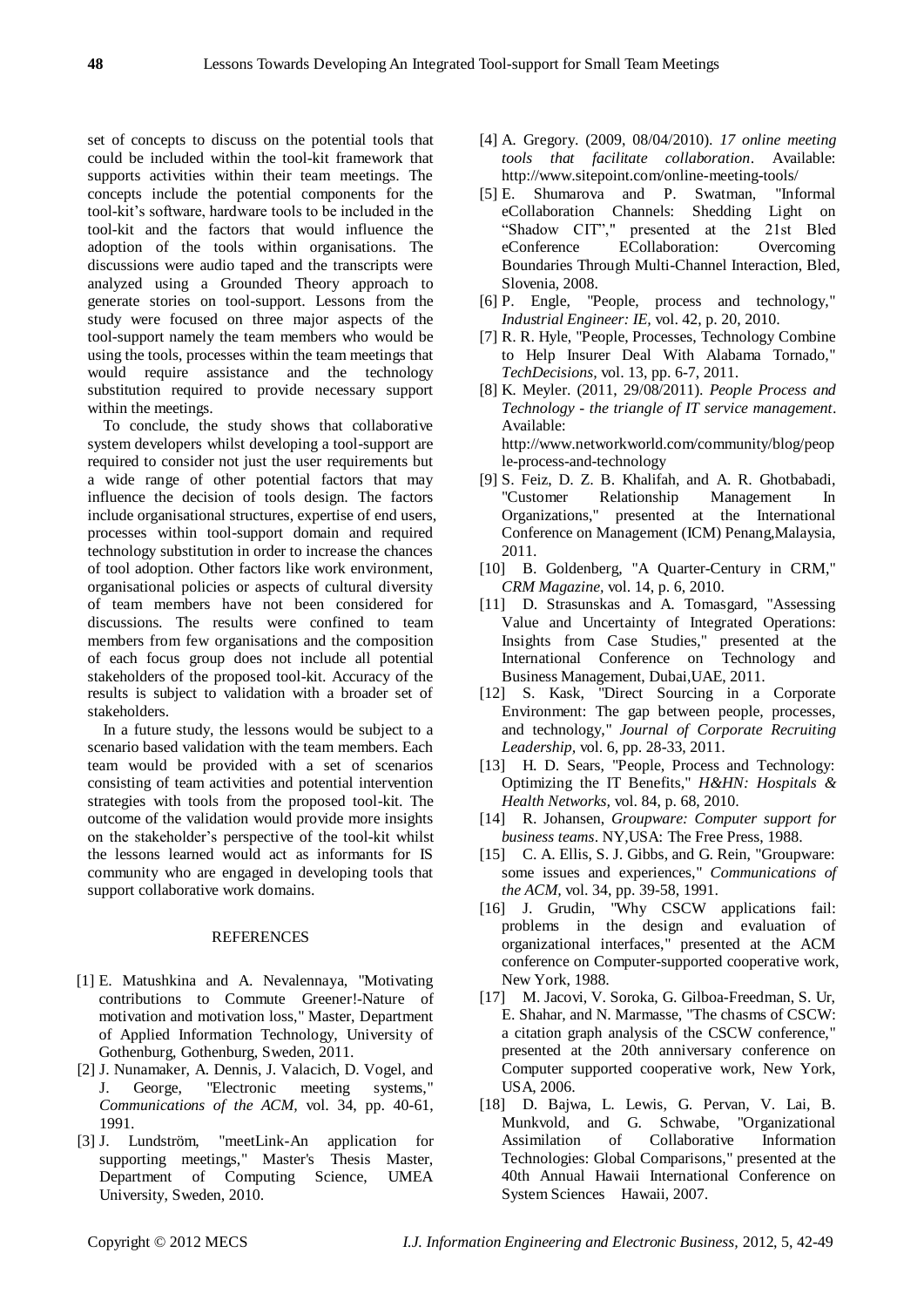set of concepts to discuss on the potential tools that could be included within the tool-kit framework that supports activities within their team meetings. The concepts include the potential components for the tool-kit's software, hardware tools to be included in the tool-kit and the factors that would influence the adoption of the tools within organisations. The discussions were audio taped and the transcripts were analyzed using a Grounded Theory approach to generate stories on tool-support. Lessons from the study were focused on three major aspects of the tool-support namely the team members who would be using the tools, processes within the team meetings that would require assistance and the technology substitution required to provide necessary support within the meetings.

To conclude, the study shows that collaborative system developers whilst developing a tool-support are required to consider not just the user requirements but a wide range of other potential factors that may influence the decision of tools design. The factors include organisational structures, expertise of end users, processes within tool-support domain and required technology substitution in order to increase the chances of tool adoption. Other factors like work environment, organisational policies or aspects of cultural diversity of team members have not been considered for discussions. The results were confined to team members from few organisations and the composition of each focus group does not include all potential stakeholders of the proposed tool-kit. Accuracy of the results is subject to validation with a broader set of stakeholders.

In a future study, the lessons would be subject to a scenario based validation with the team members. Each team would be provided with a set of scenarios consisting of team activities and potential intervention strategies with tools from the proposed tool-kit. The outcome of the validation would provide more insights on the stakeholder's perspective of the tool-kit whilst the lessons learned would act as informants for IS community who are engaged in developing tools that support collaborative work domains.

## REFERENCES

[1] E. Matushkina and A. Nevalennaya, "Motivating contributions to Commute Greener!-Nature of motivation and motivation loss," Master, Department of Applied Information Technology, University of Gothenburg, Gothenburg, Sweden, 2011.

[2] J. Nunamaker, A. Dennis, J. Valacich, D. Vogel, and J. George, "Electronic meeting systems," *Communications of the ACM*, vol. 34, pp. 40-61, 1991.

[3] J. Lundström, "meetLink-An application for supporting meetings," Master's Thesis Master, Department of Computing Science, UMEA University, Sweden, 2010.

[4] A. Gregory. (2009, 08/04/2010). *17 online meeting tools that facilitate collaboration*. Available: http://www.sitepoint.com/online-meeting-tools/

[5] E. Shumarova and P. Swatman, "Informal eCollaboration Channels: Shedding Light on "Shadow CIT"," presented at the 21st Bled eConference ECollaboration: Overcoming Boundaries Through Multi-Channel Interaction, Bled, Slovenia, 2008.

[6] P. Engle, "People, process and technology," *Industrial Engineer: IE*, vol. 42, p. 20, 2010.

[7] R. R. Hyle, "People, Processes, Technology Combine to Help Insurer Deal With Alabama Tornado," *TechDecisions*, vol. 13, pp. 6-7, 2011.

[8] K. Meyler. (2011, 29/08/2011). *People Process and Technology - the triangle of IT service management*. Available: http://www.networkworld.com/community/blog/people-process-and-technology

[9] S. Feiz, D. Z. B. Khalifah, and A. R. Ghotbabadi, "Customer Relationship Management In Organizations," presented at the International Conference on Management (ICM) Penang,Malaysia, 2011.

[10] B. Goldenberg, "A Quarter-Century in CRM," *CRM Magazine*, vol. 14, p. 6, 2010.

[11] D. Strasunskas and A. Tomasgard, "Assessing Value and Uncertainty of Integrated Operations: Insights from Case Studies," presented at the International Conference on Technology and Business Management, Dubai,UAE, 2011.

[12] S. Kask, "Direct Sourcing in a Corporate Environment: The gap between people, processes, and technology," *Journal of Corporate Recruiting Leadership*, vol. 6, pp. 28-33, 2011.

[13] H. D. Sears, "People, Process and Technology: Optimizing the IT Benefits," *H&HN: Hospitals & Health Networks*, vol. 84, p. 68, 2010.

[14] R. Johansen, *Groupware: Computer support for business teams*. NY,USA: The Free Press, 1988.

[15] C. A. Ellis, S. J. Gibbs, and G. Rein, "Groupware: some issues and experiences," *Communications of the ACM*, vol. 34, pp. 39-58, 1991.

[16] J. Grudin, "Why CSCW applications fail: problems in the design and evaluation of organizational interfaces," presented at the ACM conference on Computer-supported cooperative work, New York, 1988.

[17] M. Jacovi, V. Soroka, G. Gilboa-Freedman, S. Ur, E. Shahar, and N. Marmasse, "The chasms of CSCW: a citation graph analysis of the CSCW conference," presented at the 20th anniversary conference on Computer supported cooperative work, New York, USA, 2006.

[18] D. Bajwa, L. Lewis, G. Pervan, V. Lai, B. Munkvold, and G. Schwabe, "Organizational Assimilation of Collaborative Information Technologies: Global Comparisons," presented at the 40th Annual Hawaii International Conference on System Sciences Hawaii, 2007.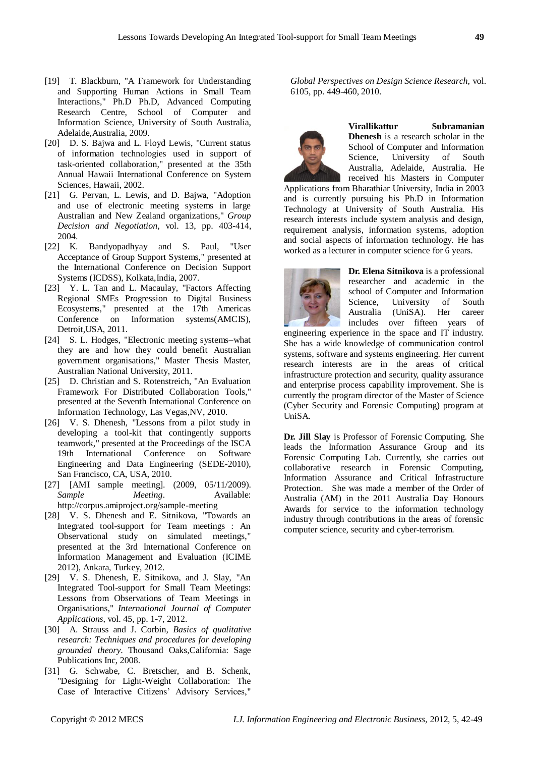[19] T. Blackburn, "A Framework for Understanding and Supporting Human Actions in Small Team Interactions," Ph.D Ph.D, Advanced Computing Research Centre, School of Computer and Information Science, University of South Australia, Adelaide,Australia, 2009.

[20] D. S. Bajwa and L. Floyd Lewis, "Current status of information technologies used in support of task-oriented collaboration," presented at the 35th Annual Hawaii International Conference on System Sciences, Hawaii, 2002.

[21] G. Pervan, L. Lewis, and D. Bajwa, "Adoption and use of electronic meeting systems in large Australian and New Zealand organizations," *Group Decision and Negotiation,* vol. 13, pp. 403-414, 2004.

[22] K. Bandyopadhyay and S. Paul, "User Acceptance of Group Support Systems," presented at the International Conference on Decision Support Systems (ICDSS), Kolkata,India, 2007.

[23] Y. L. Tan and L. Macaulay, "Factors Affecting Regional SMEs Progression to Digital Business Ecosystems," presented at the 17th Americas Conference on Information systems(AMCIS), Detroit,USA, 2011.

[24] S. L. Hodges, "Electronic meeting systems–what they are and how they could benefit Australian government organisations," Master Thesis Master, Australian National University, 2011.

[25] D. Christian and S. Rotenstreich, "An Evaluation Framework For Distributed Collaboration Tools," presented at the Seventh International Conference on Information Technology, Las Vegas,NV, 2010.

[26] V. S. Dhenesh, "Lessons from a pilot study in developing a tool-kit that contingently supports teamwork," presented at the Proceedings of the ISCA 19th International Conference on Software Engineering and Data Engineering (SEDE-2010), San Francisco, CA, USA, 2010.

[27] [AMI sample meeting]. (2009, 05/11/2009). *Sample Meeting*. Available: http://corpus.amiproject.org/sample-meeting

[28] V. S. Dhenesh and E. Sitnikova, "Towards an Integrated tool-support for Team meetings : An Observational study on simulated meetings," presented at the 3rd International Conference on Information Management and Evaluation (ICIME 2012), Ankara, Turkey, 2012.

[29] V. S. Dhenesh, E. Sitnikova, and J. Slay, "An Integrated Tool-support for Small Team Meetings: Lessons from Observations of Team Meetings in Organisations," *International Journal of Computer Applications,* vol. 45, pp. 1-7, 2012.

[30] A. Strauss and J. Corbin, *Basics of qualitative research: Techniques and procedures for developing grounded theory*. Thousand Oaks,California: Sage Publications Inc, 2008.

[31] G. Schwabe, C. Bretscher, and B. Schenk, "Designing for Light-Weight Collaboration: The Case of Interactive Citizens' Advisory Services," *Global Perspectives on Design Science Research,* vol. 6105, pp. 449-460, 2010.

**Virallikattur Subramanian Dhenesh** is a research scholar in the School of Computer and Information Science, University of South Australia, Adelaide, Australia. He received his Masters in Computer Applications from Bharathiar University, India in 2003 and is currently pursuing his Ph.D in Information Technology at University of South Australia. His research interests include system analysis and design, requirement analysis, information systems, adoption and social aspects of information technology. He has worked as a lecturer in computer science for 6 years.

**Dr. Elena Sitnikova** is a professional researcher and academic in the school of Computer and Information Science, University of South Australia (UniSA). Her career includes over fifteen years of engineering experience in the space and IT industry. She has a wide knowledge of communication control systems, software and systems engineering. Her current research interests are in the areas of critical infrastructure protection and security, quality assurance and enterprise process capability improvement. She is currently the program director of the Master of Science (Cyber Security and Forensic Computing) program at UniSA.

**Dr. Jill Slay** is Professor of Forensic Computing. She leads the Information Assurance Group and its Forensic Computing Lab. Currently, she carries out collaborative research in Forensic Computing, Information Assurance and Critical Infrastructure Protection. She was made a member of the Order of Australia (AM) in the 2011 Australia Day Honours Awards for service to the information technology industry through contributions in the areas of forensic computer science, security and cyber-terrorism.